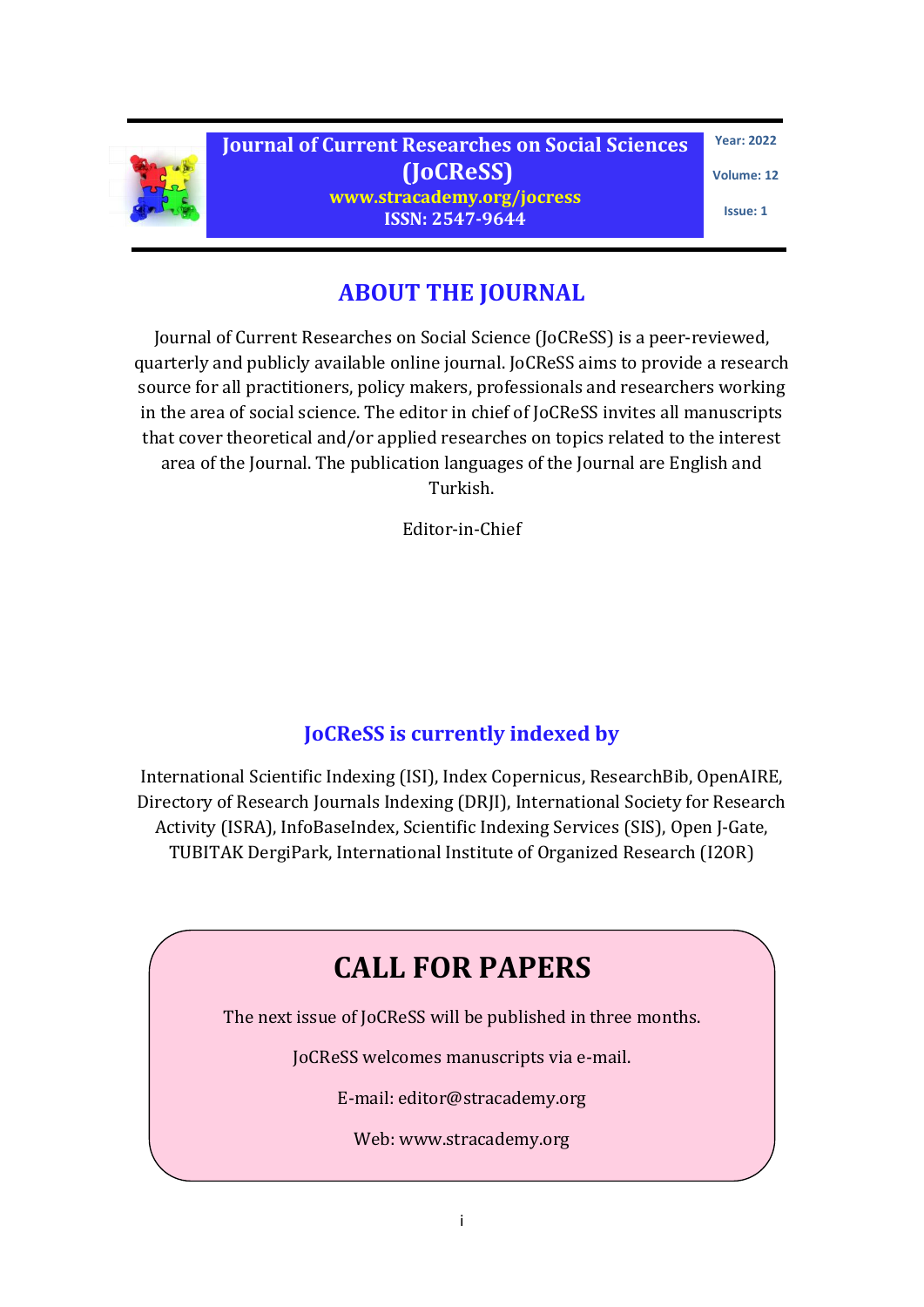# Journal of Current Researches on Social Sciences (JoCReSS)

**www.stracademy.org/jocress**

**ISSN: 2547-9644**

**Year: 2022**

**Volume: 12**

**Issue: 1**

## ABOUT THE JOURNAL

Journal of Current Researches on Social Science (JoCReSS) is a peer-reviewed, quarterly and publicly available online journal. JoCReSS aims to provide a research source for all practitioners, policy makers, professionals and researchers working in the area of social science. The editor in chief of JoCReSS invites all manuscripts that cover theoretical and/or applied researches on topics related to the interest area of the Journal. The publication languages of the Journal are English and Turkish.

Editor-in-Chief

## JoCReSS is currently indexed by

International Scientific Indexing (ISI), Index Copernicus, ResearchBib, OpenAIRE, Directory of Research Journals Indexing (DRJI), International Society for Research Activity (ISRA), InfoBaseIndex, Scientific Indexing Services (SIS), Open J-Gate, TUBITAK DergiPark, International Institute of Organized Research (I2OR)

## CALL FOR PAPERS

The next issue of JoCReSS will be published in three months.

JoCReSS welcomes manuscripts via e-mail.

E-mail: editor@stracademy.org

Web: www.stracademy.org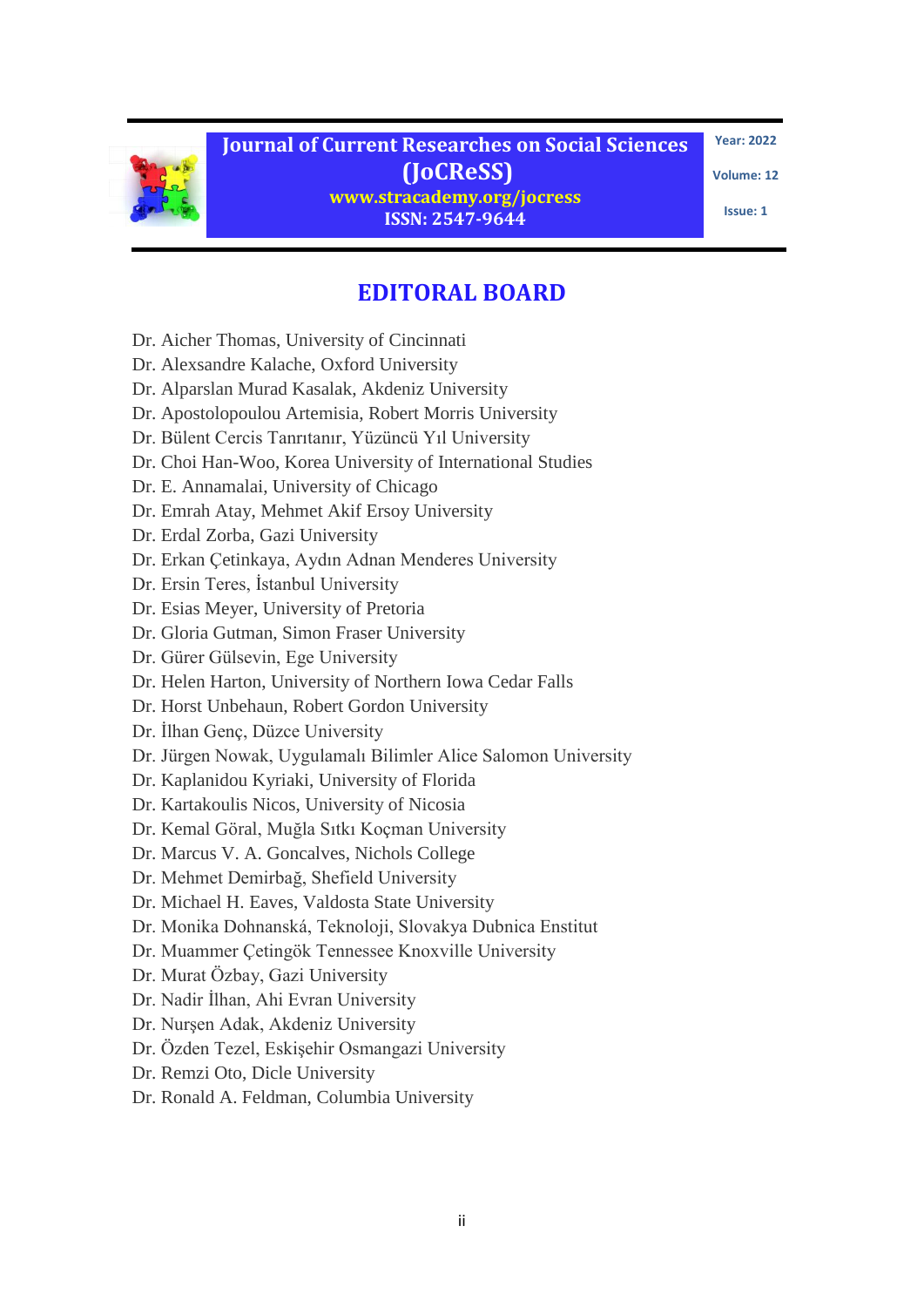## EDITORAL BOARD

Dr. Aicher Thomas, University of Cincinnati
Dr. Alexsandre Kalache, Oxford University
Dr. Alparslan Murad Kasalak, Akdeniz University
Dr. Apostolopoulou Artemisia, Robert Morris University
Dr. Bülent Cercis Tanrıtanır, Yüzüncü Yıl University
Dr. Choi Han-Woo, Korea University of International Studies
Dr. E. Annamalai, University of Chicago
Dr. Emrah Atay, Mehmet Akif Ersoy University
Dr. Erdal Zorba, Gazi University
Dr. Erkan Çetinkaya, Aydın Adnan Menderes University
Dr. Ersin Teres, İstanbul University
Dr. Esias Meyer, University of Pretoria
Dr. Gloria Gutman, Simon Fraser University
Dr. Gürer Gülsevin, Ege University
Dr. Helen Harton, University of Northern Iowa Cedar Falls
Dr. Horst Unbehaun, Robert Gordon University
Dr. İlhan Genç, Düzce University
Dr. Jürgen Nowak, Uygulamalı Bilimler Alice Salomon University
Dr. Kaplanidou Kyriaki, University of Florida
Dr. Kartakoulis Nicos, University of Nicosia
Dr. Kemal Göral, Muğla Sıtkı Koçman University
Dr. Marcus V. A. Goncalves, Nichols College
Dr. Mehmet Demirbağ, Shefield University
Dr. Michael H. Eaves, Valdosta State University
Dr. Monika Dohnanská, Teknoloji, Slovakya Dubnica Enstitut
Dr. Muammer Çetingök Tennessee Knoxville University
Dr. Murat Özbay, Gazi University
Dr. Nadir İlhan, Ahi Evran University
Dr. Nurşen Adak, Akdeniz University
Dr. Özden Tezel, Eskişehir Osmangazi University
Dr. Remzi Oto, Dicle University
Dr. Ronald A. Feldman, Columbia University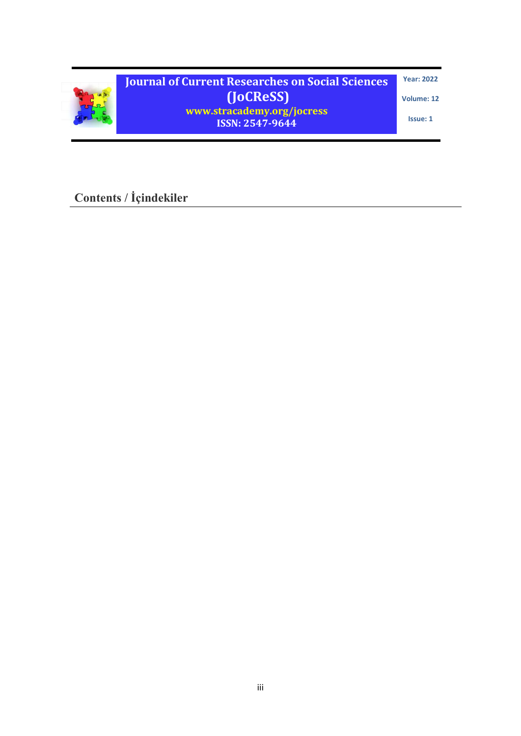# Journal of Current Researches on Social Sciences (JoCReSS)

www.stracademy.org/jocress

ISSN: 2547-9644

Year: 2022

Volume: 12

Issue: 1

## Contents / İçindekiler